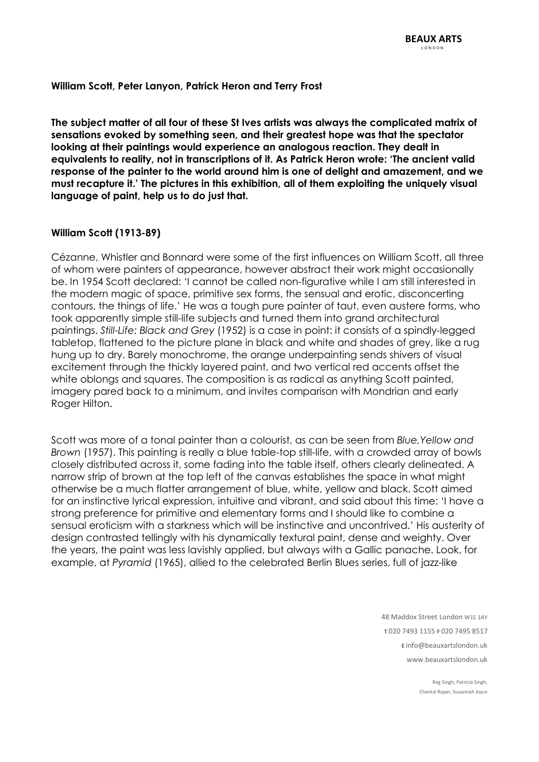**William Scott, Peter Lanyon, Patrick Heron and Terry Frost**

**The subject matter of all four of these St Ives artists was always the complicated matrix of sensations evoked by something seen, and their greatest hope was that the spectator looking at their paintings would experience an analogous reaction. They dealt in equivalents to reality, not in transcriptions of it. As Patrick Heron wrote: 'The ancient valid response of the painter to the world around him is one of delight and amazement, and we must recapture it.' The pictures in this exhibition, all of them exploiting the uniquely visual language of paint, help us to do just that.**

## William Scott (1913-89)

Cézanne, Whistler and Bonnard were some of the first influences on William Scott, all three of whom were painters of appearance, however abstract their work might occasionally be. In 1954 Scott declared: 'I cannot be called non-figurative while I am still interested in the modern magic of space, primitive sex forms, the sensual and erotic, disconcerting contours, the things of life.' He was a tough pure painter of taut, even austere forms, who took apparently simple still-life subjects and turned them into grand architectural paintings. *Still-Life: Black and Grey* (1952) is a case in point: it consists of a spindly-legged tabletop, flattened to the picture plane in black and white and shades of grey, like a rug hung up to dry. Barely monochrome, the orange underpainting sends shivers of visual excitement through the thickly layered paint, and two vertical red accents offset the white oblongs and squares. The composition is as radical as anything Scott painted, imagery pared back to a minimum, and invites comparison with Mondrian and early Roger Hilton.

Scott was more of a tonal painter than a colourist, as can be seen from *Blue,Yellow and Brown* (1957). This painting is really a blue table-top still-life, with a crowded array of bowls closely distributed across it, some fading into the table itself, others clearly delineated. A narrow strip of brown at the top left of the canvas establishes the space in what might otherwise be a much flatter arrangement of blue, white, yellow and black. Scott aimed for an instinctive lyrical expression, intuitive and vibrant, and said about this time: 'I have a strong preference for primitive and elementary forms and I should like to combine a sensual eroticism with a starkness which will be instinctive and uncontrived.' His austerity of design contrasted tellingly with his dynamically textural paint, dense and weighty. Over the years, the paint was less lavishly applied, but always with a Gallic panache. Look, for example, at *Pyramid* (1965), allied to the celebrated Berlin Blues series, full of jazz-like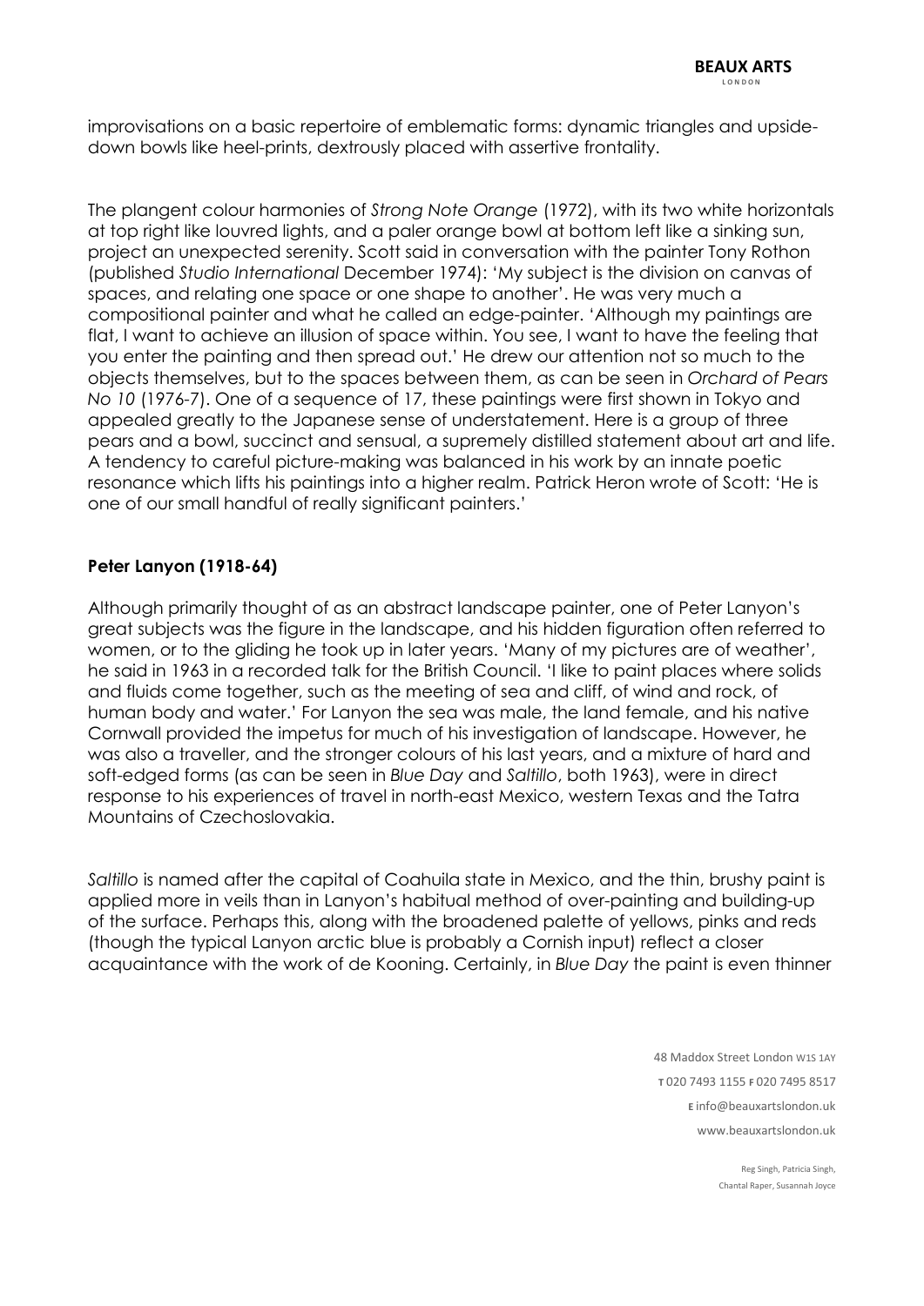improvisations on a basic repertoire of emblematic forms: dynamic triangles and upside-down bowls like heel-prints, dextrously placed with assertive frontality.

The plangent colour harmonies of *Strong Note Orange* (1972), with its two white horizontals at top right like louvred lights, and a paler orange bowl at bottom left like a sinking sun, project an unexpected serenity. Scott said in conversation with the painter Tony Rothon (published *Studio International* December 1974): 'My subject is the division on canvas of spaces, and relating one space or one shape to another'. He was very much a compositional painter and what he called an edge-painter. 'Although my paintings are flat, I want to achieve an illusion of space within. You see, I want to have the feeling that you enter the painting and then spread out.' He drew our attention not so much to the objects themselves, but to the spaces between them, as can be seen in *Orchard of Pears No 10* (1976-7). One of a sequence of 17, these paintings were first shown in Tokyo and appealed greatly to the Japanese sense of understatement. Here is a group of three pears and a bowl, succinct and sensual, a supremely distilled statement about art and life. A tendency to careful picture-making was balanced in his work by an innate poetic resonance which lifts his paintings into a higher realm. Patrick Heron wrote of Scott: 'He is one of our small handful of really significant painters.'

**Peter Lanyon (1918-64)**

Although primarily thought of as an abstract landscape painter, one of Peter Lanyon's great subjects was the figure in the landscape, and his hidden figuration often referred to women, or to the gliding he took up in later years. 'Many of my pictures are of weather', he said in 1963 in a recorded talk for the British Council. 'I like to paint places where solids and fluids come together, such as the meeting of sea and cliff, of wind and rock, of human body and water.' For Lanyon the sea was male, the land female, and his native Cornwall provided the impetus for much of his investigation of landscape. However, he was also a traveller, and the stronger colours of his last years, and a mixture of hard and soft-edged forms (as can be seen in *Blue Day* and *Saltillo*, both 1963), were in direct response to his experiences of travel in north-east Mexico, western Texas and the Tatra Mountains of Czechoslovakia.

*Saltillo* is named after the capital of Coahuila state in Mexico, and the thin, brushy paint is applied more in veils than in Lanyon's habitual method of over-painting and building-up of the surface. Perhaps this, along with the broadened palette of yellows, pinks and reds (though the typical Lanyon arctic blue is probably a Cornish input) reflect a closer acquaintance with the work of de Kooning. Certainly, in *Blue Day* the paint is even thinner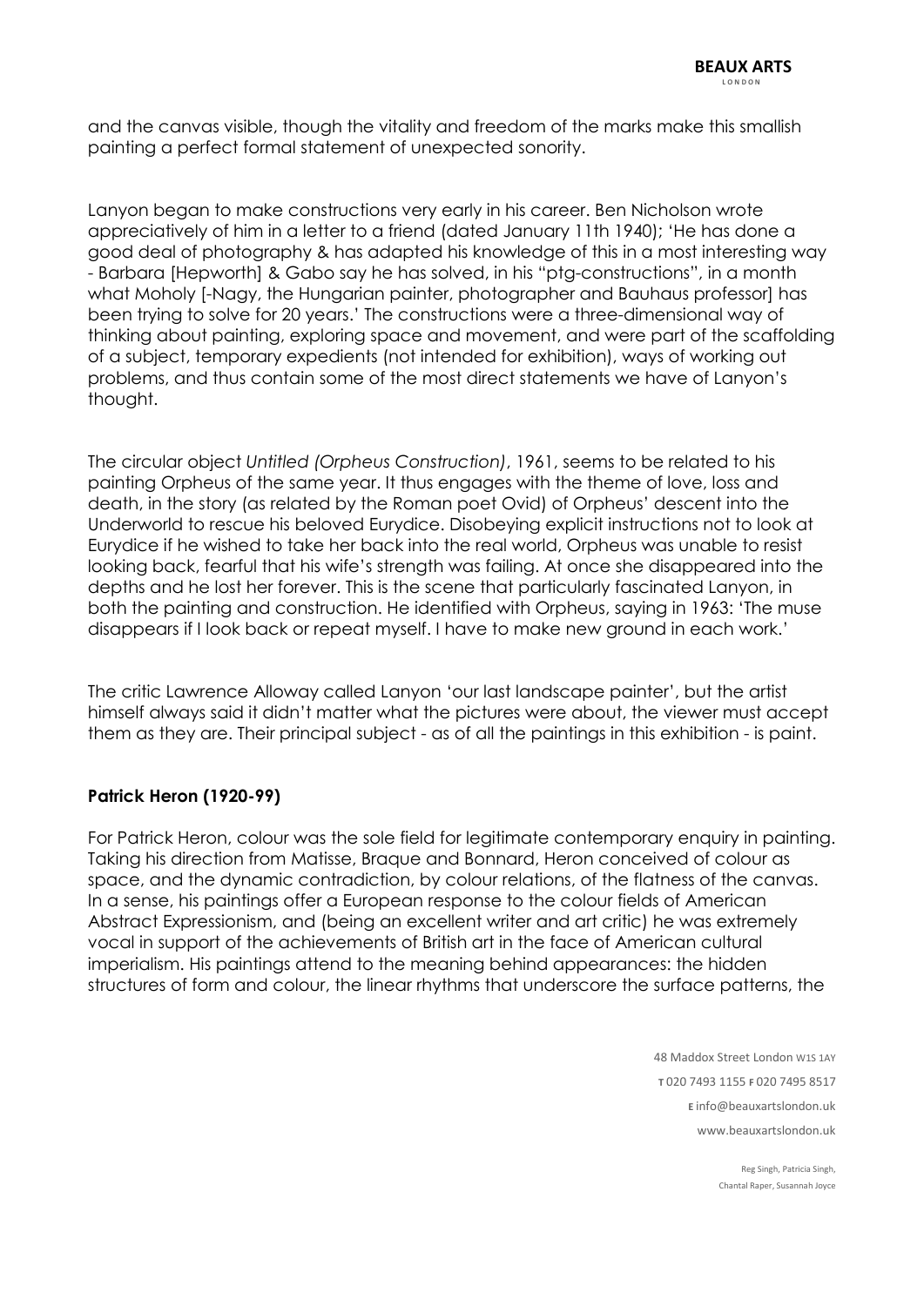and the canvas visible, though the vitality and freedom of the marks make this smallish painting a perfect formal statement of unexpected sonority.

Lanyon began to make constructions very early in his career. Ben Nicholson wrote appreciatively of him in a letter to a friend (dated January 11th 1940); 'He has done a good deal of photography & has adapted his knowledge of this in a most interesting way - Barbara [Hepworth] & Gabo say he has solved, in his "ptg-constructions", in a month what Moholy [-Nagy, the Hungarian painter, photographer and Bauhaus professor] has been trying to solve for 20 years.' The constructions were a three-dimensional way of thinking about painting, exploring space and movement, and were part of the scaffolding of a subject, temporary expedients (not intended for exhibition), ways of working out problems, and thus contain some of the most direct statements we have of Lanyon's thought.

The circular object *Untitled (Orpheus Construction)*, 1961, seems to be related to his painting Orpheus of the same year. It thus engages with the theme of love, loss and death, in the story (as related by the Roman poet Ovid) of Orpheus' descent into the Underworld to rescue his beloved Eurydice. Disobeying explicit instructions not to look at Eurydice if he wished to take her back into the real world, Orpheus was unable to resist looking back, fearful that his wife's strength was failing. At once she disappeared into the depths and he lost her forever. This is the scene that particularly fascinated Lanyon, in both the painting and construction. He identified with Orpheus, saying in 1963: 'The muse disappears if I look back or repeat myself. I have to make new ground in each work.'

The critic Lawrence Alloway called Lanyon 'our last landscape painter', but the artist himself always said it didn't matter what the pictures were about, the viewer must accept them as they are. Their principal subject - as of all the paintings in this exhibition - is paint.

**Patrick Heron (1920-99)**

For Patrick Heron, colour was the sole field for legitimate contemporary enquiry in painting. Taking his direction from Matisse, Braque and Bonnard, Heron conceived of colour as space, and the dynamic contradiction, by colour relations, of the flatness of the canvas. In a sense, his paintings offer a European response to the colour fields of American Abstract Expressionism, and (being an excellent writer and art critic) he was extremely vocal in support of the achievements of British art in the face of American cultural imperialism. His paintings attend to the meaning behind appearances: the hidden structures of form and colour, the linear rhythms that underscore the surface patterns, the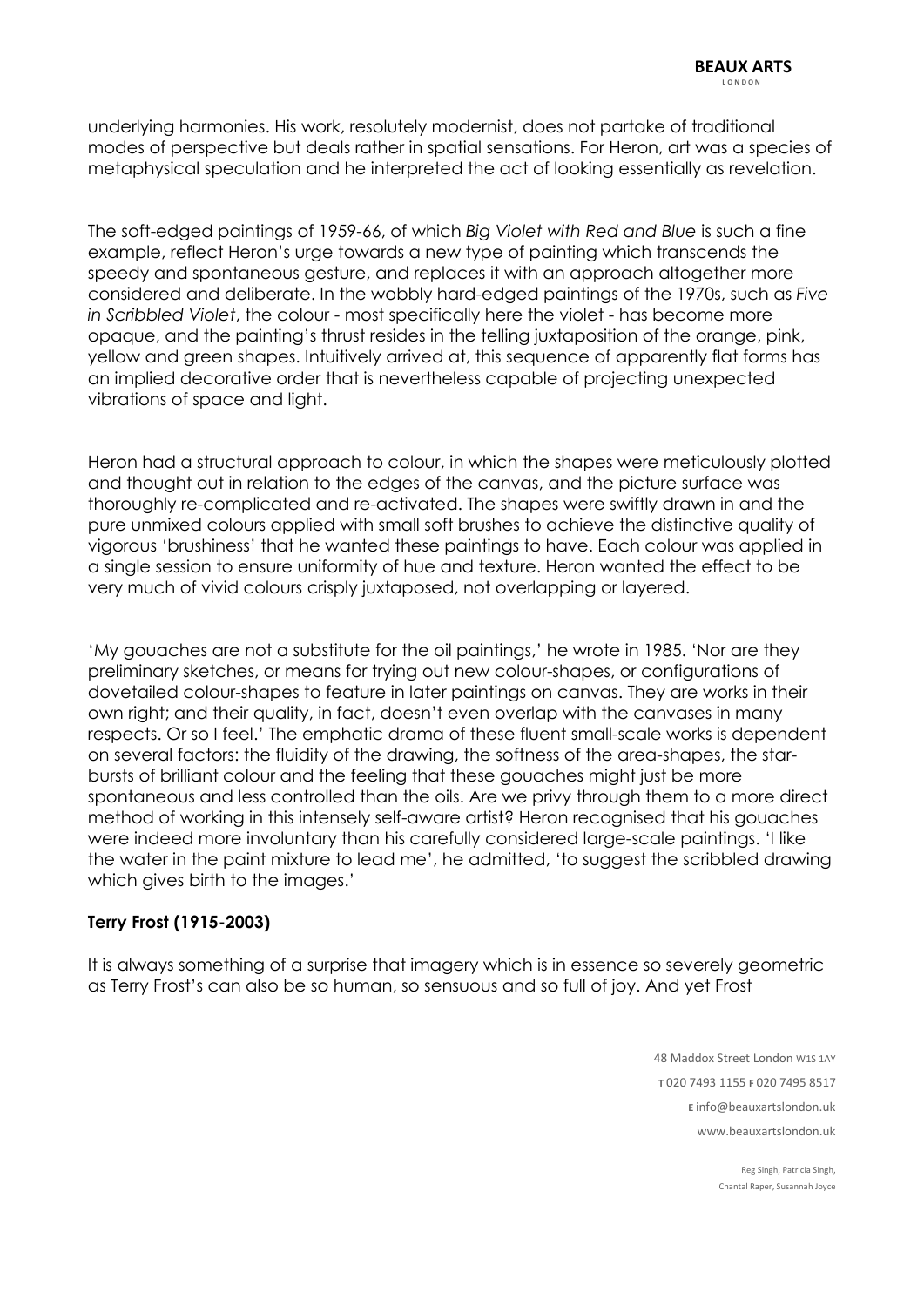underlying harmonies. His work, resolutely modernist, does not partake of traditional modes of perspective but deals rather in spatial sensations. For Heron, art was a species of metaphysical speculation and he interpreted the act of looking essentially as revelation.

The soft-edged paintings of 1959-66, of which *Big Violet with Red and Blue* is such a fine example, reflect Heron's urge towards a new type of painting which transcends the speedy and spontaneous gesture, and replaces it with an approach altogether more considered and deliberate. In the wobbly hard-edged paintings of the 1970s, such as *Five in Scribbled Violet*, the colour - most specifically here the violet - has become more opaque, and the painting's thrust resides in the telling juxtaposition of the orange, pink, yellow and green shapes. Intuitively arrived at, this sequence of apparently flat forms has an implied decorative order that is nevertheless capable of projecting unexpected vibrations of space and light.

Heron had a structural approach to colour, in which the shapes were meticulously plotted and thought out in relation to the edges of the canvas, and the picture surface was thoroughly re-complicated and re-activated. The shapes were swiftly drawn in and the pure unmixed colours applied with small soft brushes to achieve the distinctive quality of vigorous 'brushiness' that he wanted these paintings to have. Each colour was applied in a single session to ensure uniformity of hue and texture. Heron wanted the effect to be very much of vivid colours crisply juxtaposed, not overlapping or layered.

'My gouaches are not a substitute for the oil paintings,' he wrote in 1985. 'Nor are they preliminary sketches, or means for trying out new colour-shapes, or configurations of dovetailed colour-shapes to feature in later paintings on canvas. They are works in their own right; and their quality, in fact, doesn't even overlap with the canvases in many respects. Or so I feel.' The emphatic drama of these fluent small-scale works is dependent on several factors: the fluidity of the drawing, the softness of the area-shapes, the star-bursts of brilliant colour and the feeling that these gouaches might just be more spontaneous and less controlled than the oils. Are we privy through them to a more direct method of working in this intensely self-aware artist? Heron recognised that his gouaches were indeed more involuntary than his carefully considered large-scale paintings. 'I like the water in the paint mixture to lead me', he admitted, 'to suggest the scribbled drawing which gives birth to the images.'

**Terry Frost (1915-2003)**

It is always something of a surprise that imagery which is in essence so severely geometric as Terry Frost's can also be so human, so sensuous and so full of joy. And yet Frost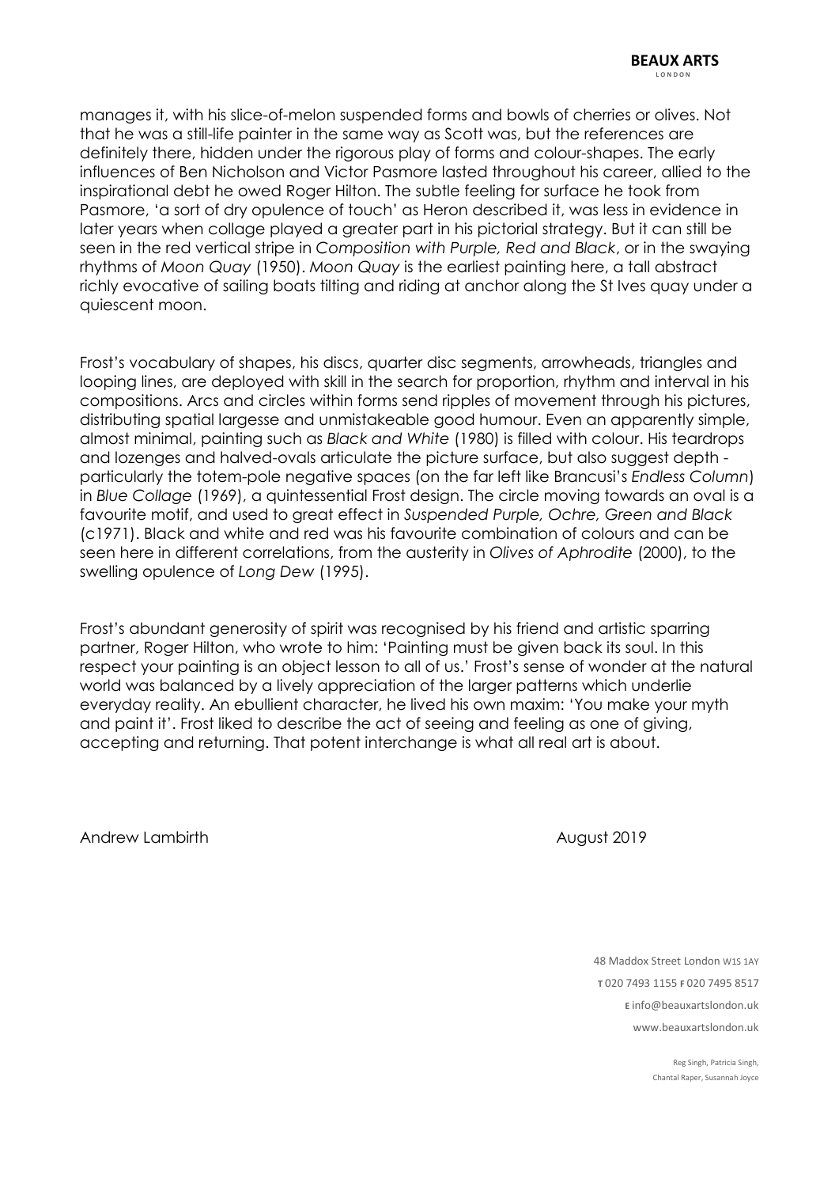manages it, with his slice-of-melon suspended forms and bowls of cherries or olives. Not that he was a still-life painter in the same way as Scott was, but the references are definitely there, hidden under the rigorous play of forms and colour-shapes. The early influences of Ben Nicholson and Victor Pasmore lasted throughout his career, allied to the inspirational debt he owed Roger Hilton. The subtle feeling for surface he took from Pasmore, 'a sort of dry opulence of touch' as Heron described it, was less in evidence in later years when collage played a greater part in his pictorial strategy. But it can still be seen in the red vertical stripe in *Composition with Purple, Red and Black*, or in the swaying rhythms of *Moon Quay* (1950). *Moon Quay* is the earliest painting here, a tall abstract richly evocative of sailing boats tilting and riding at anchor along the St Ives quay under a quiescent moon.

Frost's vocabulary of shapes, his discs, quarter disc segments, arrowheads, triangles and looping lines, are deployed with skill in the search for proportion, rhythm and interval in his compositions. Arcs and circles within forms send ripples of movement through his pictures, distributing spatial largesse and unmistakeable good humour. Even an apparently simple, almost minimal, painting such as *Black and White* (1980) is filled with colour. His teardrops and lozenges and halved-ovals articulate the picture surface, but also suggest depth - particularly the totem-pole negative spaces (on the far left like Brancusi's *Endless Column*) in *Blue Collage* (1969), a quintessential Frost design. The circle moving towards an oval is a favourite motif, and used to great effect in *Suspended Purple, Ochre, Green and Black* (c1971). Black and white and red was his favourite combination of colours and can be seen here in different correlations, from the austerity in *Olives of Aphrodite* (2000), to the swelling opulence of *Long Dew* (1995).

Frost's abundant generosity of spirit was recognised by his friend and artistic sparring partner, Roger Hilton, who wrote to him: 'Painting must be given back its soul. In this respect your painting is an object lesson to all of us.' Frost's sense of wonder at the natural world was balanced by a lively appreciation of the larger patterns which underlie everyday reality. An ebullient character, he lived his own maxim: 'You make your myth and paint it'. Frost liked to describe the act of seeing and feeling as one of giving, accepting and returning. That potent interchange is what all real art is about.

Andrew Lambirth

August 2019